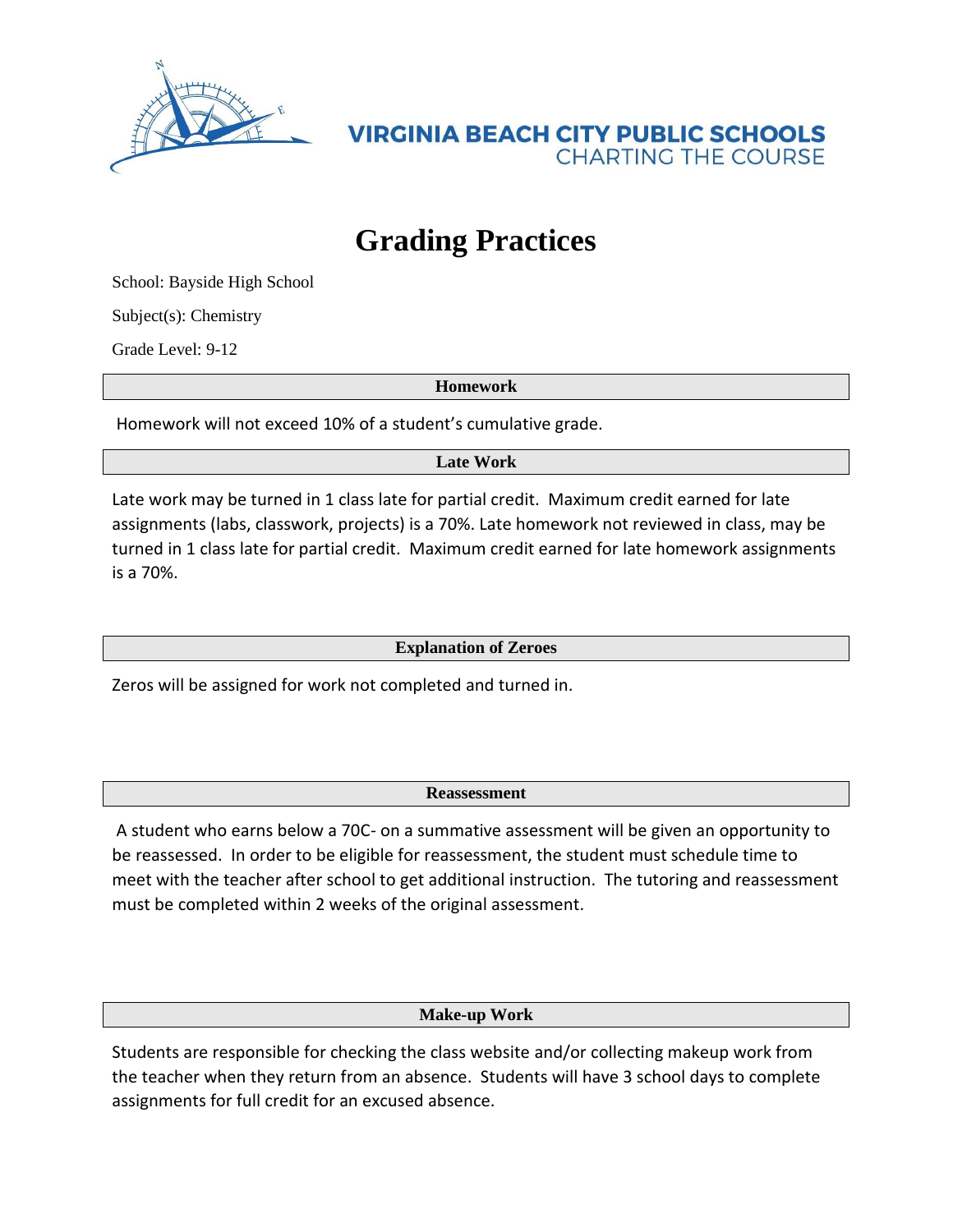VIRGINIA BEACH CITY PUBLIC SCHOOLS
CHARTING THE COURSE

# Grading Practices

School: Bayside High School

Subject(s): Chemistry

Grade Level: 9-12

## Homework

Homework will not exceed 10% of a student's cumulative grade.

## Late Work

Late work may be turned in 1 class late for partial credit. Maximum credit earned for late assignments (labs, classwork, projects) is a 70%. Late homework not reviewed in class, may be turned in 1 class late for partial credit. Maximum credit earned for late homework assignments is a 70%.

## Explanation of Zeroes

Zeros will be assigned for work not completed and turned in.

## Reassessment

A student who earns below a 70C- on a summative assessment will be given an opportunity to be reassessed. In order to be eligible for reassessment, the student must schedule time to meet with the teacher after school to get additional instruction. The tutoring and reassessment must be completed within 2 weeks of the original assessment.

## Make-up Work

Students are responsible for checking the class website and/or collecting makeup work from the teacher when they return from an absence. Students will have 3 school days to complete assignments for full credit for an excused absence.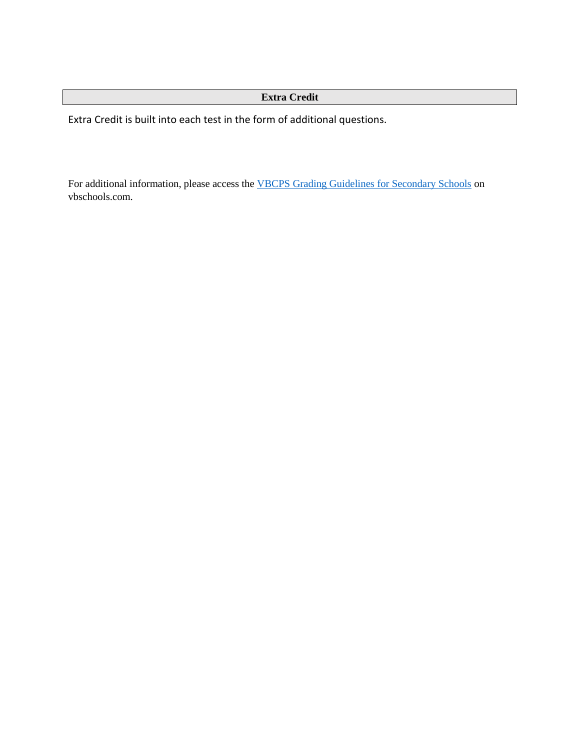## Extra Credit

Extra Credit is built into each test in the form of additional questions.

For additional information, please access the VBCPS Grading Guidelines for Secondary Schools on vbschools.com.